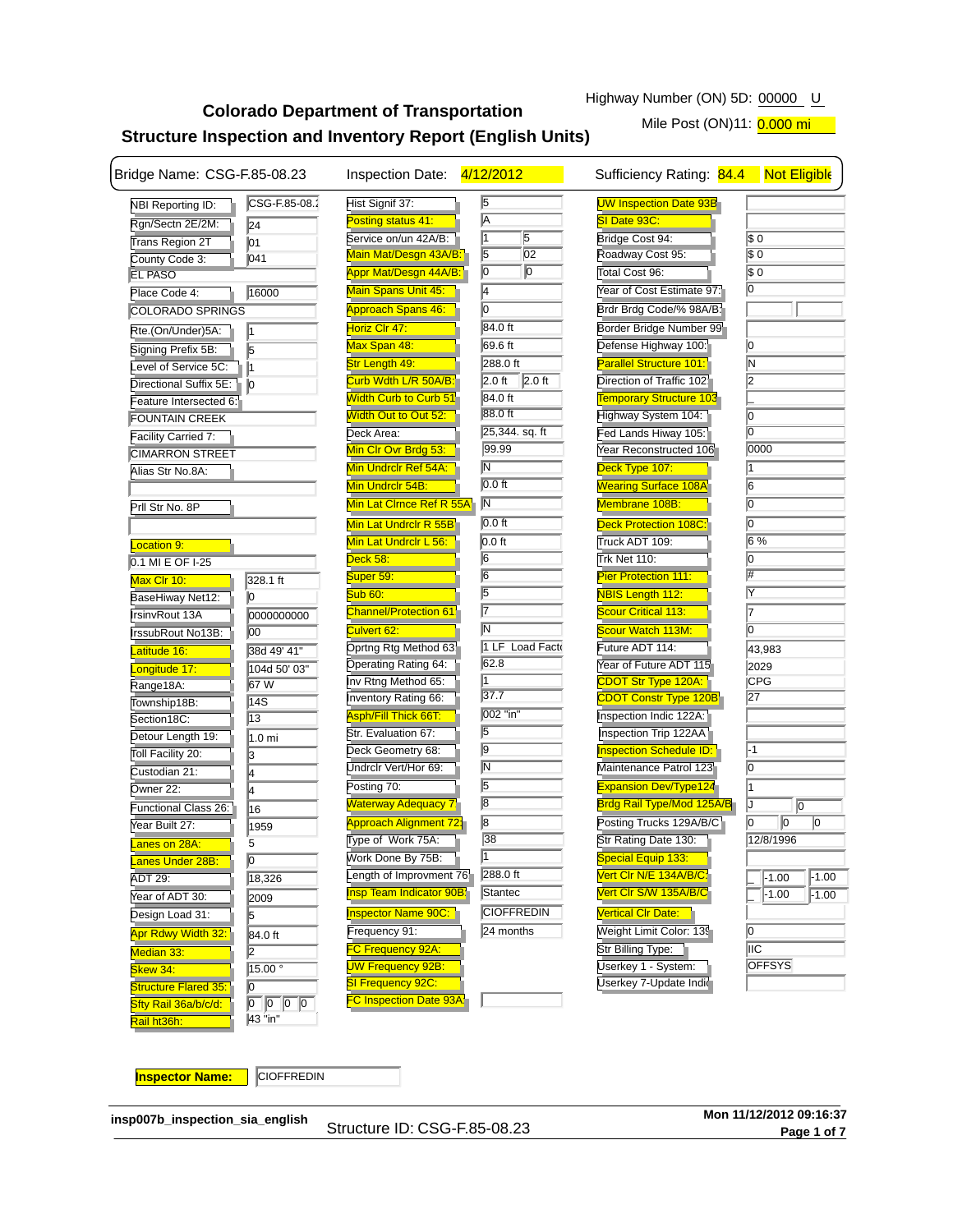# Colorado Department of Transportation

## Structure Inspection and Inventory Report (English Units)

Highway Number (ON) 5D: 00000 U

Mile Post (ON)11: 0.000 mi

Bridge Name: CSG-F.85-08.23 | Inspection Date: 4/12/2012 | Sufficiency Rating: 84.4 Not Eligible

| Field | Value |
|---|---|
| NBI Reporting ID: | CSG-F.85-08.2 |
| Rgn/Sectn 2E/2M: | 24 |
| Trans Region 2T | 01 |
| County Code 3: | 041 |
| | EL PASO |
| Place Code 4: | 16000 |
| | COLORADO SPRINGS |
| Rte.(On/Under)5A: | 1 |
| Signing Prefix 5B: | 5 |
| Level of Service 5C: | 1 |
| Directional Suffix 5E: | 0 |
| Feature Intersected 6: | FOUNTAIN CREEK |
| Facility Carried 7: | CIMARRON STREET |
| Alias Str No.8A: | |
| Prll Str No. 8P | |
| Location 9: | 0.1 MI E OF I-25 |
| Max Clr 10: | 328.1 ft |
| BaseHiway Net12: | 0 |
| IrsinvRout 13A | 0000000000 |
| IrssubRout No13B: | 00 |
| Latitude 16: | 38d 49' 41" |
| Longitude 17: | 104d 50' 03" |
| Range18A: | 67 W |
| Township18B: | 14S |
| Section18C: | 13 |
| Detour Length 19: | 1.0 mi |
| Toll Facility 20: | 3 |
| Custodian 21: | 4 |
| Owner 22: | 4 |
| Functional Class 26: | 16 |
| Year Built 27: | 1959 |
| Lanes on 28A: | 5 |
| Lanes Under 28B: | 0 |
| ADT 29: | 18,326 |
| Year of ADT 30: | 2009 |
| Design Load 31: | 5 |
| Apr Rdwy Width 32: | 84.0 ft |
| Median 33: | 2 |
| Skew 34: | 15.00 ° |
| Structure Flared 35: | 0 |
| Sfty Rail 36a/b/c/d: | 0 0 0 0 |
| Rail ht36h: | 43 "in" |

| Field | Value |
|---|---|
| Hist Signif 37: | 5 |
| Posting status 41: | A |
| Service on/un 42A/B: | 1 5 |
| Main Mat/Desgn 43A/B: | 5 02 |
| Appr Mat/Desgn 44A/B: | 0 0 |
| Main Spans Unit 45: | 4 |
| Approach Spans 46: | 0 |
| Horiz Clr 47: | 84.0 ft |
| Max Span 48: | 69.6 ft |
| Str Length 49: | 288.0 ft |
| Curb Wdth L/R 50A/B: | 2.0 ft 2.0 ft |
| Width Curb to Curb 51 | 84.0 ft |
| Width Out to Out 52: | 88.0 ft |
| Deck Area: | 25,344. sq. ft |
| Min Clr Ovr Brdg 53: | 99.99 |
| Min Undrclr Ref 54A: | N |
| Min Undrclr 54B: | 0.0 ft |
| Min Lat Clrnce Ref R 55A | N |
| Min Lat Undrclr R 55B | 0.0 ft |
| Min Lat Undrclr L 56: | 0.0 ft |
| Deck 58: | 6 |
| Super 59: | 6 |
| Sub 60: | 5 |
| Channel/Protection 61 | 7 |
| Culvert 62: | N |
| Oprtng Rtg Method 63 | 1 LF Load Facto |
| Operating Rating 64: | 62.8 |
| Inv Rtng Method 65: | 1 |
| Inventory Rating 66: | 37.7 |
| Asph/Fill Thick 66T: | 002 "in" |
| Str. Evaluation 67: | 5 |
| Deck Geometry 68: | 9 |
| Undrclr Vert/Hor 69: | N |
| Posting 70: | 5 |
| Waterway Adequacy 71 | 8 |
| Approach Alignment 72 | 8 |
| Type of Work 75A: | 38 |
| Work Done By 75B: | 1 |
| Length of Improvment 76 | 288.0 ft |
| Insp Team Indicator 90B | Stantec |
| Inspector Name 90C: | CIOFFREDIN |
| Frequency 91: | 24 months |
| FC Frequency 92A: | |
| UW Frequency 92B: | |
| SI Frequency 92C: | |
| FC Inspection Date 93A | |

| Field | Value |
|---|---|
| UW Inspection Date 93B | |
| SI Date 93C: | |
| Bridge Cost 94: | $ 0 |
| Roadway Cost 95: | $ 0 |
| Total Cost 96: | $ 0 |
| Year of Cost Estimate 97: | 0 |
| Brdr Brdg Code/% 98A/B: | |
| Border Bridge Number 99 | |
| Defense Highway 100: | 0 |
| Parallel Structure 101: | N |
| Direction of Traffic 102 | 2 |
| Temporary Structure 103 | _ |
| Highway System 104: | 0 |
| Fed Lands Hiway 105: | 0 |
| Year Reconstructed 106 | 0000 |
| Deck Type 107: | 1 |
| Wearing Surface 108A | 6 |
| Membrane 108B: | 0 |
| Deck Protection 108C: | 0 |
| Truck ADT 109: | 6 % |
| Trk Net 110: | 0 |
| Pier Protection 111: | # |
| NBIS Length 112: | Y |
| Scour Critical 113: | 7 |
| Scour Watch 113M: | 0 |
| Future ADT 114: | 43,983 |
| Year of Future ADT 115 | 2029 |
| CDOT Str Type 120A: | CPG |
| CDOT Constr Type 120B | 27 |
| Inspection Indic 122A: | |
| Inspection Trip 122AA | |
| Inspection Schedule ID: | -1 |
| Maintenance Patrol 123 | 0 |
| Expansion Dev/Type124 | 1 |
| Brdg Rail Type/Mod 125A/B | J 0 |
| Posting Trucks 129A/B/C | 0 0 0 |
| Str Rating Date 130: | 12/8/1996 |
| Special Equip 133: | |
| Vert Clr N/E 134A/B/C: | _ -1.00 -1.00 |
| Vert Clr S/W 135A/B/C | _ -1.00 -1.00 |
| Vertical Clr Date: | |
| Weight Limit Color: 139 | 0 |
| Str Billing Type: | IIC |
| Userkey 1 - System: | OFFSYS |
| Userkey 7-Update Indic | |

**Inspector Name:** CIOFFREDIN

insp007b_inspection_sia_english | Structure ID: CSG-F.85-08.23 | Mon 11/12/2012 09:16:37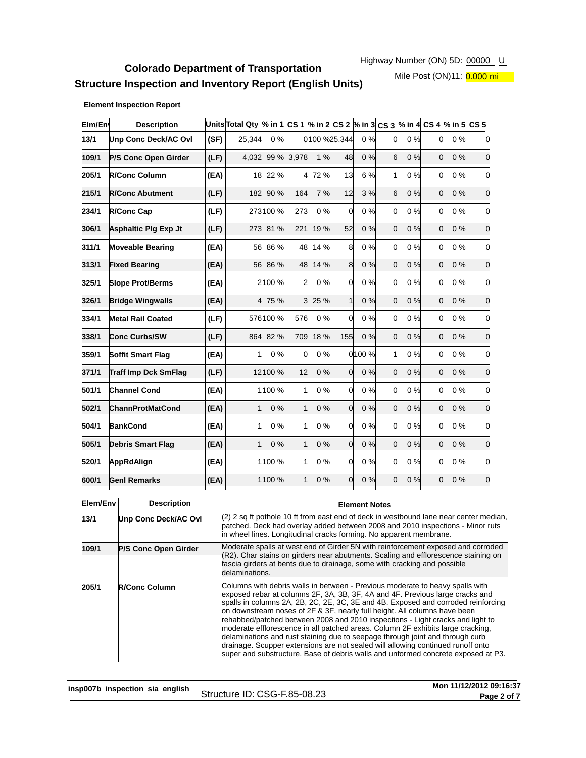Highway Number (ON) 5D: 00000 U

Mile Post (ON)11: 0.000 mi

# Colorado Department of Transportation

## Structure Inspection and Inventory Report (English Units)

**Element Inspection Report**

| Elm/Env | Description | Units | Total Qty | % in 1 | CS 1 | % in 2 | CS 2 | % in 3 | CS 3 | % in 4 | CS 4 | % in 5 | CS 5 |
|---|---|---|---|---|---|---|---|---|---|---|---|---|---|
| 13/1 | Unp Conc Deck/AC Ovl | (SF) | 25,344 | 0 % | 0 | 100 % | 25,344 | 0 % | 0 | 0 % | 0 | 0 % | 0 |
| 109/1 | P/S Conc Open Girder | (LF) | 4,032 | 99 % | 3,978 | 1 % | 48 | 0 % | 6 | 0 % | 0 | 0 % | 0 |
| 205/1 | R/Conc Column | (EA) | 18 | 22 % | 4 | 72 % | 13 | 6 % | 1 | 0 % | 0 | 0 % | 0 |
| 215/1 | R/Conc Abutment | (LF) | 182 | 90 % | 164 | 7 % | 12 | 3 % | 6 | 0 % | 0 | 0 % | 0 |
| 234/1 | R/Conc Cap | (LF) | 273 | 100 % | 273 | 0 % | 0 | 0 % | 0 | 0 % | 0 | 0 % | 0 |
| 306/1 | Asphaltic Plg Exp Jt | (LF) | 273 | 81 % | 221 | 19 % | 52 | 0 % | 0 | 0 % | 0 | 0 % | 0 |
| 311/1 | Moveable Bearing | (EA) | 56 | 86 % | 48 | 14 % | 8 | 0 % | 0 | 0 % | 0 | 0 % | 0 |
| 313/1 | Fixed Bearing | (EA) | 56 | 86 % | 48 | 14 % | 8 | 0 % | 0 | 0 % | 0 | 0 % | 0 |
| 325/1 | Slope Prot/Berms | (EA) | 2 | 100 % | 2 | 0 % | 0 | 0 % | 0 | 0 % | 0 | 0 % | 0 |
| 326/1 | Bridge Wingwalls | (EA) | 4 | 75 % | 3 | 25 % | 1 | 0 % | 0 | 0 % | 0 | 0 % | 0 |
| 334/1 | Metal Rail Coated | (LF) | 576 | 100 % | 576 | 0 % | 0 | 0 % | 0 | 0 % | 0 | 0 % | 0 |
| 338/1 | Conc Curbs/SW | (LF) | 864 | 82 % | 709 | 18 % | 155 | 0 % | 0 | 0 % | 0 | 0 % | 0 |
| 359/1 | Soffit Smart Flag | (EA) | 1 | 0 % | 0 | 0 % | 0 | 100 % | 1 | 0 % | 0 | 0 % | 0 |
| 371/1 | Traff Imp Dck SmFlag | (LF) | 12 | 100 % | 12 | 0 % | 0 | 0 % | 0 | 0 % | 0 | 0 % | 0 |
| 501/1 | Channel Cond | (EA) | 1 | 100 % | 1 | 0 % | 0 | 0 % | 0 | 0 % | 0 | 0 % | 0 |
| 502/1 | ChannProtMatCond | (EA) | 1 | 0 % | 1 | 0 % | 0 | 0 % | 0 | 0 % | 0 | 0 % | 0 |
| 504/1 | BankCond | (EA) | 1 | 0 % | 1 | 0 % | 0 | 0 % | 0 | 0 % | 0 | 0 % | 0 |
| 505/1 | Debris Smart Flag | (EA) | 1 | 0 % | 1 | 0 % | 0 | 0 % | 0 | 0 % | 0 | 0 % | 0 |
| 520/1 | AppRdAlign | (EA) | 1 | 100 % | 1 | 0 % | 0 | 0 % | 0 | 0 % | 0 | 0 % | 0 |
| 600/1 | Genl Remarks | (EA) | 1 | 100 % | 1 | 0 % | 0 | 0 % | 0 | 0 % | 0 | 0 % | 0 |

| Elem/Env | Description | Element Notes |
|---|---|---|
| 13/1 | Unp Conc Deck/AC Ovl | (2) 2 sq ft pothole 10 ft from east end of deck in westbound lane near center median, patched. Deck had overlay added between 2008 and 2010 inspections - Minor ruts in wheel lines. Longitudinal cracks forming. No apparent membrane. |
| 109/1 | P/S Conc Open Girder | Moderate spalls at west end of Girder 5N with reinforcement exposed and corroded (R2). Char stains on girders near abutments. Scaling and efflorescence staining on fascia girders at bents due to drainage, some with cracking and possible delaminations. |
| 205/1 | R/Conc Column | Columns with debris walls in between - Previous moderate to heavy spalls with exposed rebar at columns 2F, 3A, 3B, 3F, 4A and 4F. Previous large cracks and spalls in columns 2A, 2B, 2C, 2E, 3C, 3E and 4B. Exposed and corroded reinforcing on downstream noses of 2F & 3F, nearly full height. All columns have been rehabbed/patched between 2008 and 2010 inspections - Light cracks and light to moderate efflorescence in all patched areas. Column 2F exhibits large cracking, delaminations and rust staining due to seepage through joint and through curb drainage. Scupper extensions are not sealed will allowing continued runoff onto super and substructure. Base of debris walls and unformed concrete exposed at P3. |

insp007b_inspection_sia_english — Structure ID: CSG-F.85-08.23 — Mon 11/12/2012 09:16:37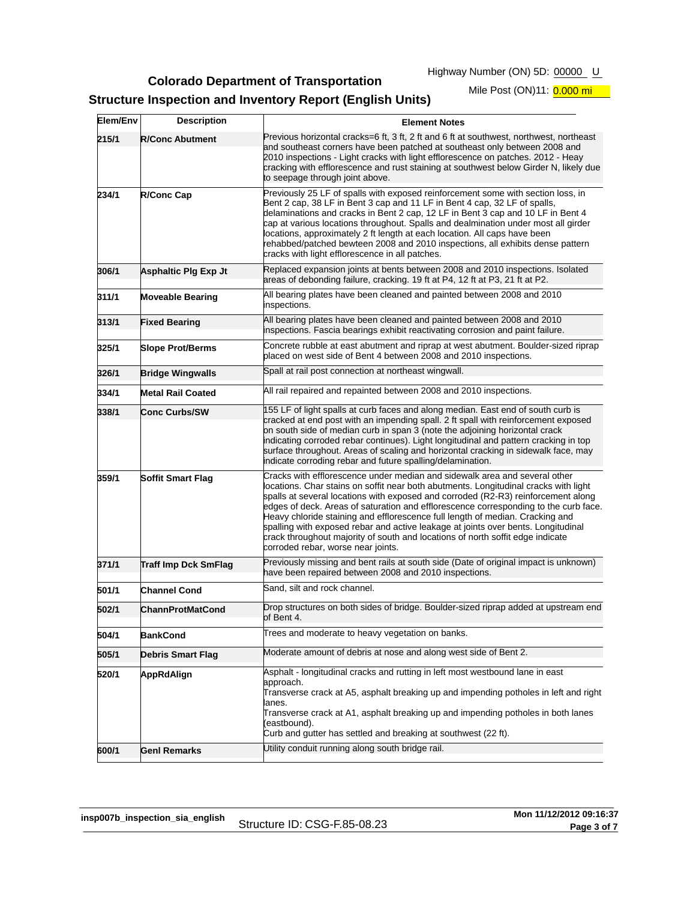Highway Number (ON) 5D: 00000 U

**Colorado Department of Transportation**

Mile Post (ON)11: 0.000 mi

**Structure Inspection and Inventory Report (English Units)**

| Elem/Env | Description | Element Notes |
|---|---|---|
| 215/1 | R/Conc Abutment | Previous horizontal cracks=6 ft, 3 ft, 2 ft and 6 ft at southwest, northwest, northeast and southeast corners have been patched at southeast only between 2008 and 2010 inspections - Light cracks with light efflorescence on patches. 2012 - Heay cracking with efflorescence and rust staining at southwest below Girder N, likely due to seepage through joint above. |
| 234/1 | R/Conc Cap | Previously 25 LF of spalls with exposed reinforcement some with section loss, in Bent 2 cap, 38 LF in Bent 3 cap and 11 LF in Bent 4 cap, 32 LF of spalls, delaminations and cracks in Bent 2 cap, 12 LF in Bent 3 cap and 10 LF in Bent 4 cap at various locations throughout. Spalls and dealmination under most all girder locations, approximately 2 ft length at each location. All caps have been rehabbed/patched bewteen 2008 and 2010 inspections, all exhibits dense pattern cracks with light efflorescence in all patches. |
| 306/1 | Asphaltic Plg Exp Jt | Replaced expansion joints at bents between 2008 and 2010 inspections. Isolated areas of debonding failure, cracking. 19 ft at P4, 12 ft at P3, 21 ft at P2. |
| 311/1 | Moveable Bearing | All bearing plates have been cleaned and painted between 2008 and 2010 inspections. |
| 313/1 | Fixed Bearing | All bearing plates have been cleaned and painted between 2008 and 2010 inspections. Fascia bearings exhibit reactivating corrosion and paint failure. |
| 325/1 | Slope Prot/Berms | Concrete rubble at east abutment and riprap at west abutment. Boulder-sized riprap placed on west side of Bent 4 between 2008 and 2010 inspections. |
| 326/1 | Bridge Wingwalls | Spall at rail post connection at northeast wingwall. |
| 334/1 | Metal Rail Coated | All rail repaired and repainted between 2008 and 2010 inspections. |
| 338/1 | Conc Curbs/SW | 155 LF of light spalls at curb faces and along median. East end of south curb is cracked at end post with an impending spall. 2 ft spall with reinforcement exposed on south side of median curb in span 3 (note the adjoining horizontal crack indicating corroded rebar continues). Light longitudinal and pattern cracking in top surface throughout. Areas of scaling and horizontal cracking in sidewalk face, may indicate corroding rebar and future spalling/delamination. |
| 359/1 | Soffit Smart Flag | Cracks with efflorescence under median and sidewalk area and several other locations. Char stains on soffit near both abutments. Longitudinal cracks with light spalls at several locations with exposed and corroded (R2-R3) reinforcement along edges of deck. Areas of saturation and efflorescence corresponding to the curb face. Heavy chloride staining and efflorescence full length of median. Cracking and spalling with exposed rebar and active leakage at joints over bents. Longitudinal crack throughout majority of south and locations of north soffit edge indicate corroded rebar, worse near joints. |
| 371/1 | Traff Imp Dck SmFlag | Previously missing and bent rails at south side (Date of original impact is unknown) have been repaired between 2008 and 2010 inspections. |
| 501/1 | Channel Cond | Sand, silt and rock channel. |
| 502/1 | ChannProtMatCond | Drop structures on both sides of bridge. Boulder-sized riprap added at upstream end of Bent 4. |
| 504/1 | BankCond | Trees and moderate to heavy vegetation on banks. |
| 505/1 | Debris Smart Flag | Moderate amount of debris at nose and along west side of Bent 2. |
| 520/1 | AppRdAlign | Asphalt - longitudinal cracks and rutting in left most westbound lane in east approach.<br>Transverse crack at A5, asphalt breaking up and impending potholes in left and right lanes.<br>Transverse crack at A1, asphalt breaking up and impending potholes in both lanes (eastbound).<br>Curb and gutter has settled and breaking at southwest (22 ft). |
| 600/1 | Genl Remarks | Utility conduit running along south bridge rail. |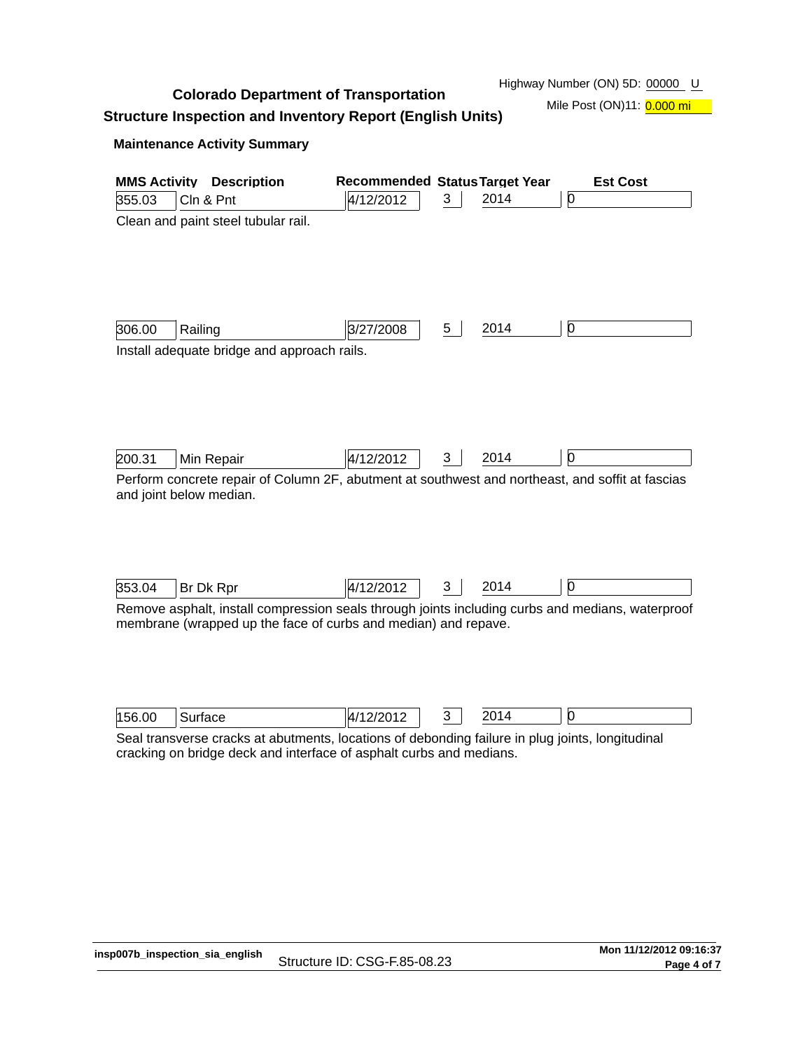**Colorado Department of Transportation**

**Structure Inspection and Inventory Report (English Units)**

Highway Number (ON) 5D: 00000 U

Mile Post (ON)11: 0.000 mi

**Maintenance Activity Summary**

| MMS Activity | Description | Recommended | Status | Target Year | Est Cost |
|---|---|---|---|---|---|
| 355.03 | Cln & Pnt | 4/12/2012 | 3 | 2014 | 0 |

Clean and paint steel tubular rail.

| MMS Activity | Description | Recommended | Status | Target Year | Est Cost |
|---|---|---|---|---|---|
| 306.00 | Railing | 3/27/2008 | 5 | 2014 | 0 |

Install adequate bridge and approach rails.

| MMS Activity | Description | Recommended | Status | Target Year | Est Cost |
|---|---|---|---|---|---|
| 200.31 | Min Repair | 4/12/2012 | 3 | 2014 | 0 |

Perform concrete repair of Column 2F, abutment at southwest and northeast, and soffit at fascias and joint below median.

| MMS Activity | Description | Recommended | Status | Target Year | Est Cost |
|---|---|---|---|---|---|
| 353.04 | Br Dk Rpr | 4/12/2012 | 3 | 2014 | 0 |

Remove asphalt, install compression seals through joints including curbs and medians, waterproof membrane (wrapped up the face of curbs and median) and repave.

| MMS Activity | Description | Recommended | Status | Target Year | Est Cost |
|---|---|---|---|---|---|
| 156.00 | Surface | 4/12/2012 | 3 | 2014 | 0 |

Seal transverse cracks at abutments, locations of debonding failure in plug joints, longitudinal cracking on bridge deck and interface of asphalt curbs and medians.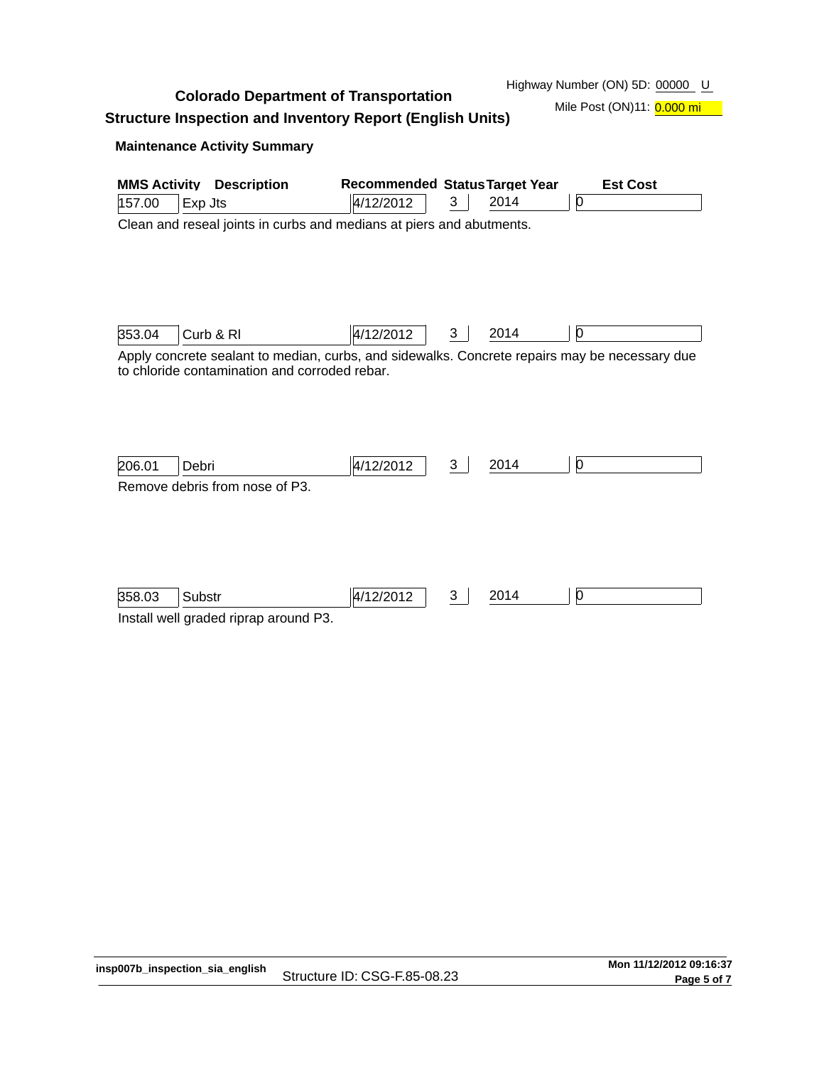Highway Number (ON) 5D: 00000 U

Mile Post (ON)11: 0.000 mi

## Colorado Department of Transportation

## Structure Inspection and Inventory Report (English Units)

### Maintenance Activity Summary

| MMS Activity | Description | Recommended | Status | Target Year | Est Cost |
|---|---|---|---|---|---|
| 157.00 | Exp Jts | 4/12/2012 | 3 | 2014 | 0 |

Clean and reseal joints in curbs and medians at piers and abutments.

| MMS Activity | Description | Recommended | Status | Target Year | Est Cost |
|---|---|---|---|---|---|
| 353.04 | Curb & Rl | 4/12/2012 | 3 | 2014 | 0 |

Apply concrete sealant to median, curbs, and sidewalks. Concrete repairs may be necessary due to chloride contamination and corroded rebar.

| MMS Activity | Description | Recommended | Status | Target Year | Est Cost |
|---|---|---|---|---|---|
| 206.01 | Debri | 4/12/2012 | 3 | 2014 | 0 |

Remove debris from nose of P3.

| MMS Activity | Description | Recommended | Status | Target Year | Est Cost |
|---|---|---|---|---|---|
| 358.03 | Substr | 4/12/2012 | 3 | 2014 | 0 |

Install well graded riprap around P3.

insp007b_inspection_sia_english    Structure ID: CSG-F.85-08.23    Mon 11/12/2012 09:16:37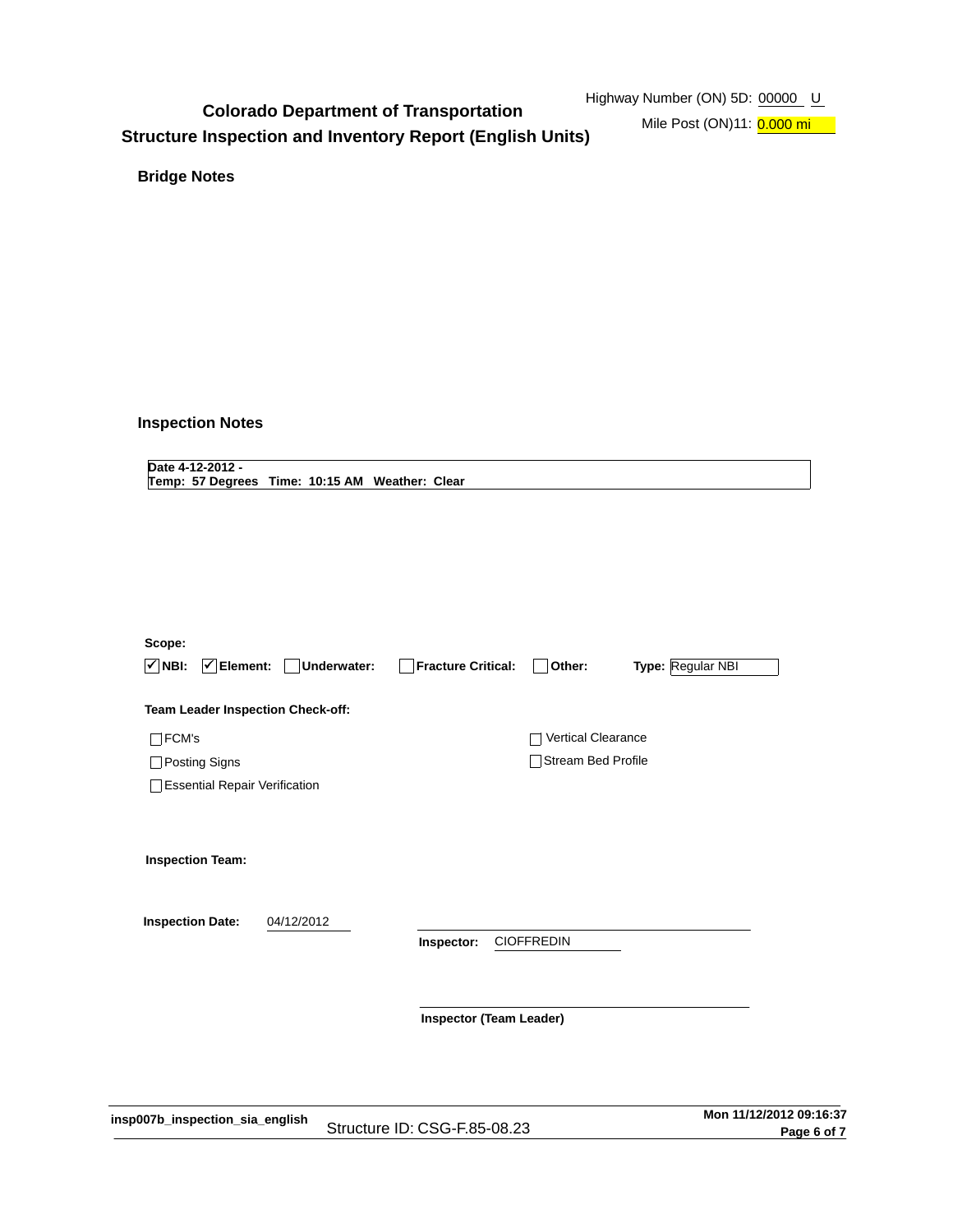Highway Number (ON) 5D: 00000 U

Mile Post (ON)11: 0.000 mi

# Colorado Department of Transportation
## Structure Inspection and Inventory Report (English Units)

### Bridge Notes

### Inspection Notes

**Date 4-12-2012 -**
**Temp: 57 Degrees Time: 10:15 AM Weather: Clear**

**Scope:**

- [x] **NBI:**
- [x] **Element:**
- [ ] **Underwater:**
- [ ] **Fracture Critical:**
- [ ] **Other:**

**Type:** Regular NBI

**Team Leader Inspection Check-off:**

- [ ] FCM's
- [ ] Posting Signs
- [ ] Essential Repair Verification
- [ ] Vertical Clearance
- [ ] Stream Bed Profile

**Inspection Team:**

**Inspection Date:** 04/12/2012

**Inspector:** CIOFFREDIN

**Inspector (Team Leader)**

insp007b_inspection_sia_english

Structure ID: CSG-F.85-08.23

Mon 11/12/2012 09:16:37